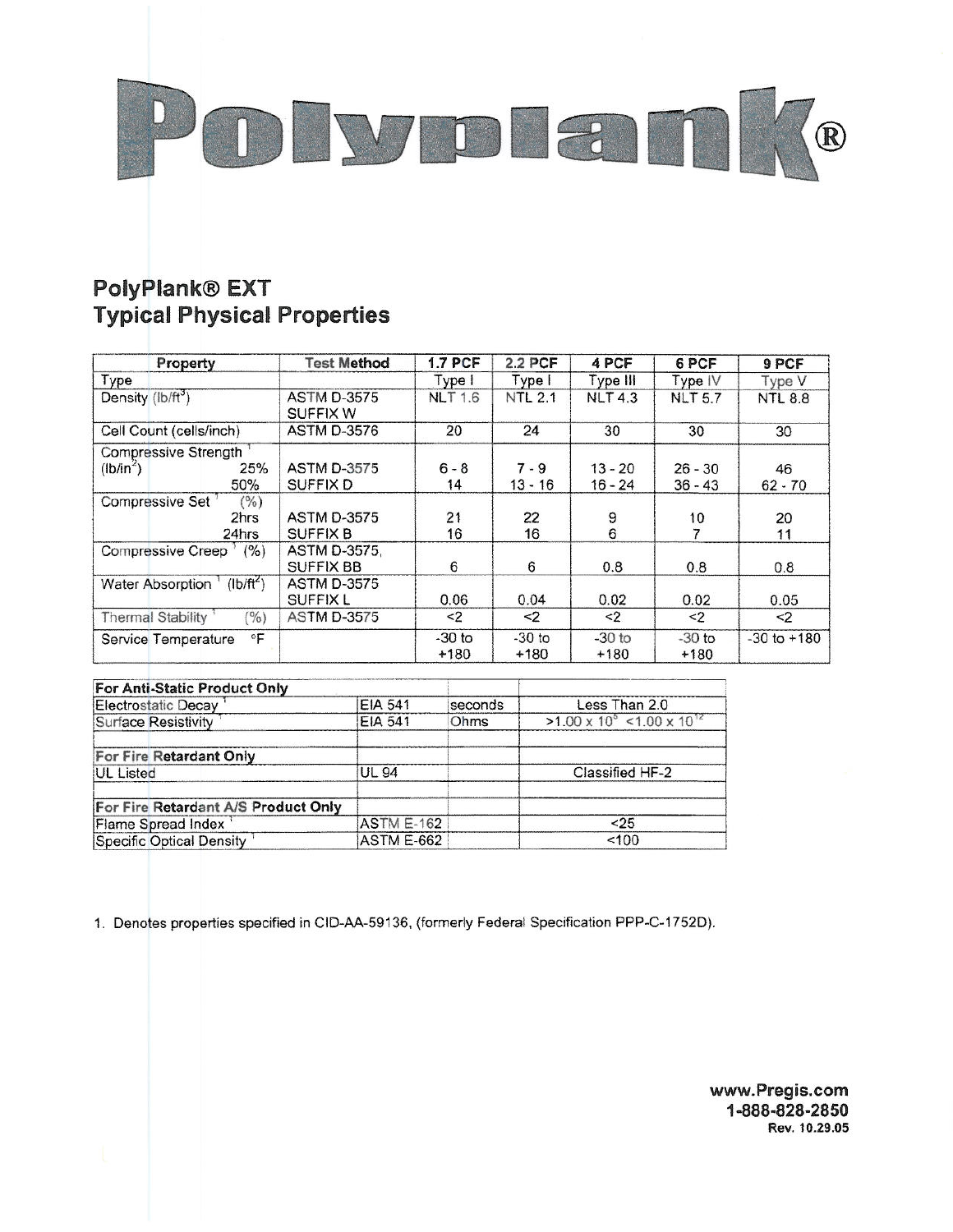# Polyplank®

## PolyPlank® EXT
## Typical Physical Properties

| Property | Test Method | 1.7 PCF | 2.2 PCF | 4 PCF | 6 PCF | 9 PCF |
|---|---|---|---|---|---|---|
| Type | | Type I | Type I | Type III | Type IV | Type V |
| Density ($lb/ft^3$) | ASTM D-3575 SUFFIX W | NLT 1.6 | NTL 2.1 | NLT 4.3 | NLT 5.7 | NTL 8.8 |
| Cell Count (cells/inch) | ASTM D-3576 | 20 | 24 | 30 | 30 | 30 |
| Compressive Strength [1] ($lb/in^2$) 25% | ASTM D-3575 SUFFIX D | 6 - 8 | 7 - 9 | 13 - 20 | 26 - 30 | 46 |
| 50% | | 14 | 13 - 16 | 16 - 24 | 36 - 43 | 62 - 70 |
| Compressive Set [1] (%) 2hrs | ASTM D-3575 SUFFIX B | 21 | 22 | 9 | 10 | 20 |
| 24hrs | | 16 | 16 | 6 | 7 | 11 |
| Compressive Creep [1] (%) | ASTM D-3575, SUFFIX BB | 6 | 6 | 0.8 | 0.8 | 0.8 |
| Water Absorption [1] ($lb/ft^2$) | ASTM D-3575 SUFFIX L | 0.06 | 0.04 | 0.02 | 0.02 | 0.05 |
| Thermal Stability [1] (%) | ASTM D-3575 | <2 | <2 | <2 | <2 | <2 |
| Service Temperature °F | | -30 to +180 | -30 to +180 | -30 to +180 | -30 to +180 | -30 to +180 |

| For Anti-Static Product Only | | | |
|---|---|---|---|
| Electrostatic Decay [1] | EIA 541 | seconds | Less Than 2.0 |
| Surface Resistivity [1] | EIA 541 | Ohms | $>1.00 \times 10^5$ $<1.00 \times 10^{12}$ |
| | | | |
| **For Fire Retardant Only** | | | |
| UL Listed | UL 94 | | Classified HF-2 |
| | | | |
| **For Fire Retardant A/S Product Only** | | | |
| Flame Spread Index [1] | ASTM E-162 | | <25 |
| Specific Optical Density [1] | ASTM E-662 | | <100 |

1. Denotes properties specified in CID-AA-59136, (formerly Federal Specification PPP-C-1752D).

**www.Pregis.com**
**1-888-828-2850**
**Rev. 10.29.05**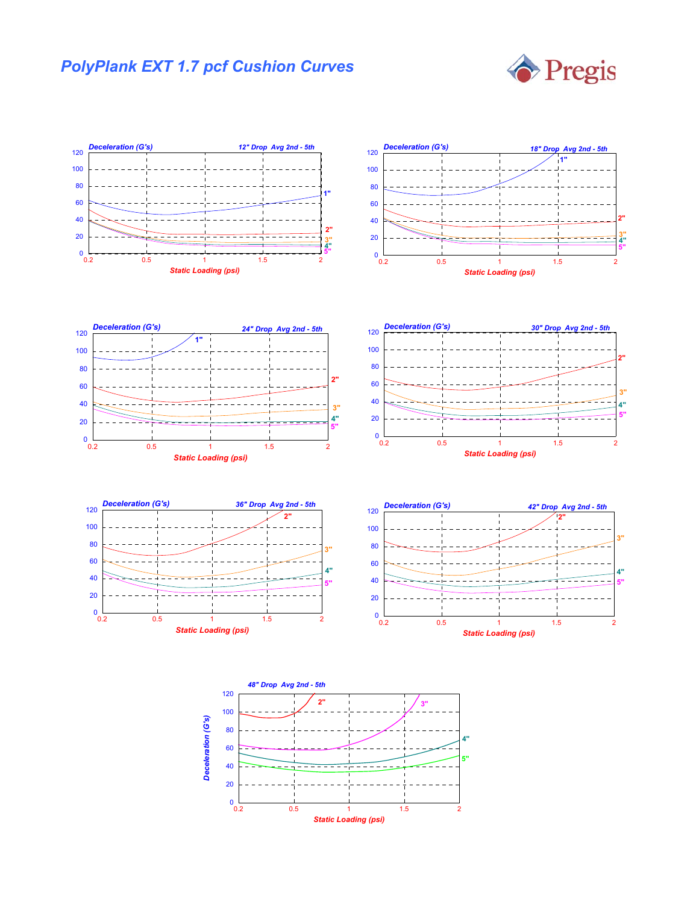# PolyPlank EXT 1.7 pcf Cushion Curves

Pregis

**12" Drop Avg 2nd - 5th**

Deceleration (G's) vs. Static Loading (psi); curves: 1", 2", 3", 4", 5"

**18" Drop Avg 2nd - 5th**

Deceleration (G's) vs. Static Loading (psi); curves: 1", 2", 3", 4", 5"

**24" Drop Avg 2nd - 5th**

Deceleration (G's) vs. Static Loading (psi); curves: 1", 2", 3", 4", 5"

**30" Drop Avg 2nd - 5th**

Deceleration (G's) vs. Static Loading (psi); curves: 2", 3", 4", 5"

**36" Drop Avg 2nd - 5th**

Deceleration (G's) vs. Static Loading (psi); curves: 2", 3", 4", 5"

**42" Drop Avg 2nd - 5th**

Deceleration (G's) vs. Static Loading (psi); curves: 2", 3", 4", 5"

**48" Drop Avg 2nd - 5th**

Deceleration (G's) vs. Static Loading (psi); curves: 2", 3", 4", 5"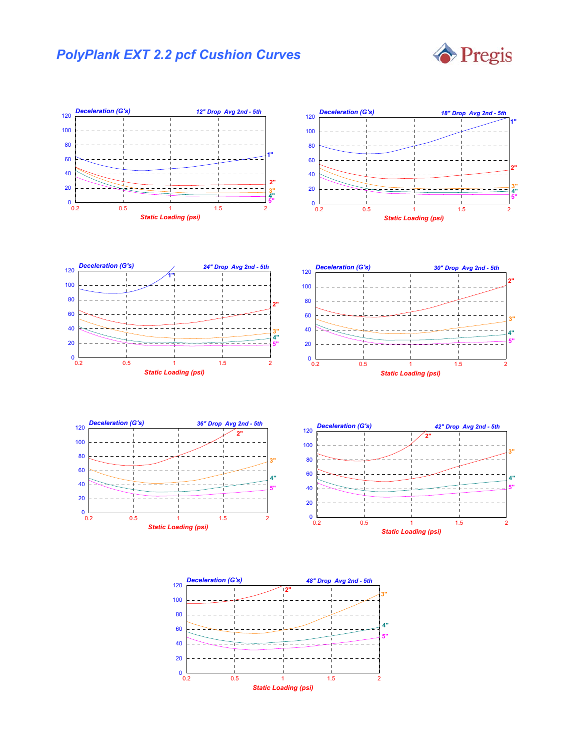# PolyPlank EXT 2.2 pcf Cushion Curves

Pregis

Deceleration (G's) — 12" Drop Avg 2nd - 5th

120, 100, 80, 60, 40, 20, 0

1", 2", 3", 4", 5"

0.2, 0.5, 1, 1.5, 2

Static Loading (psi)

Deceleration (G's) — 18" Drop Avg 2nd - 5th

120, 100, 80, 60, 40, 20, 0

1", 2", 3", 4", 5"

0.2, 0.5, 1, 1.5, 2

Static Loading (psi)

Deceleration (G's) — 24" Drop Avg 2nd - 5th

120, 100, 80, 60, 40, 20, 0

1", 2", 3", 4", 5"

0.2, 0.5, 1, 1.5, 2

Static Loading (psi)

Deceleration (G's) — 30" Drop Avg 2nd - 5th

120, 100, 80, 60, 40, 20, 0

2", 3", 4", 5"

0.2, 0.5, 1, 1.5, 2

Static Loading (psi)

Deceleration (G's) — 36" Drop Avg 2nd - 5th

120, 100, 80, 60, 40, 20, 0

2", 3", 4", 5"

0.2, 0.5, 1, 1.5, 2

Static Loading (psi)

Deceleration (G's) — 42" Drop Avg 2nd - 5th

120, 100, 80, 60, 40, 20, 0

2", 3", 4", 5"

0.2, 0.5, 1, 1.5, 2

Static Loading (psi)

Deceleration (G's) — 48" Drop Avg 2nd - 5th

120, 100, 80, 60, 40, 20, 0

2", 3", 4", 5"

0.2, 0.5, 1, 1.5, 2

Static Loading (psi)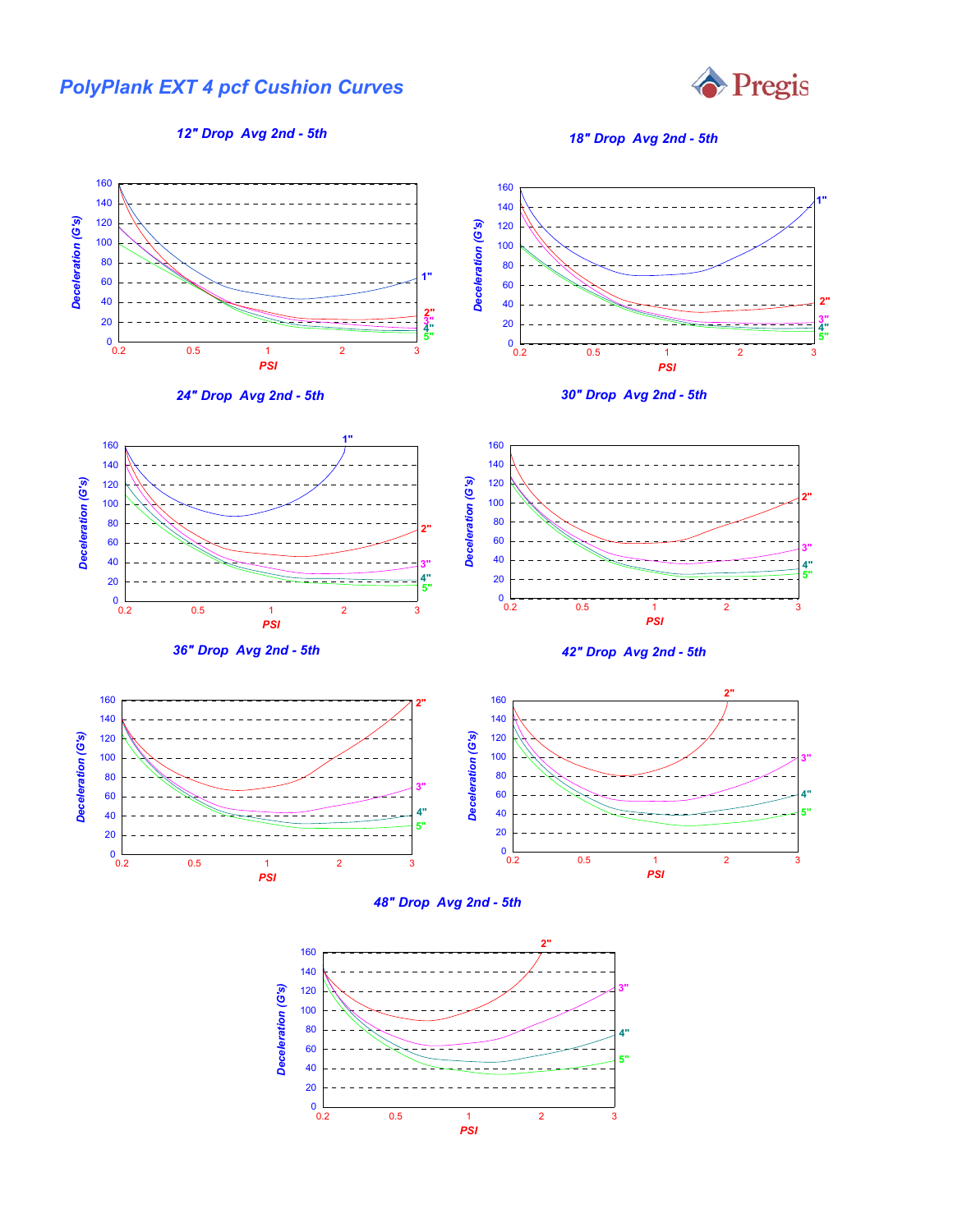# PolyPlank EXT 4 pcf Cushion Curves

Pregis

### 12" Drop Avg 2nd - 5th

Deceleration (G's): 0, 20, 40, 60, 80, 100, 120, 140, 160

PSI: 0.2, 0.5, 1, 2, 3

1", 2", 3", 4", 5"

### 18" Drop Avg 2nd - 5th

Deceleration (G's): 0, 20, 40, 60, 80, 100, 120, 140, 160

PSI: 0.2, 0.5, 1, 2, 3

1", 2", 3", 4", 5"

### 24" Drop Avg 2nd - 5th

Deceleration (G's): 0, 20, 40, 60, 80, 100, 120, 140, 160

PSI: 0.2, 0.5, 1, 2, 3

1", 2", 3", 4", 5"

### 30" Drop Avg 2nd - 5th

Deceleration (G's): 0, 20, 40, 60, 80, 100, 120, 140, 160

PSI: 0.2, 0.5, 1, 2, 3

2", 3", 4", 5"

### 36" Drop Avg 2nd - 5th

Deceleration (G's): 0, 20, 40, 60, 80, 100, 120, 140, 160

PSI: 0.2, 0.5, 1, 2, 3

2", 3", 4", 5"

### 42" Drop Avg 2nd - 5th

Deceleration (G's): 0, 20, 40, 60, 80, 100, 120, 140, 160

PSI: 0.2, 0.5, 1, 2, 3

2", 3", 4", 5"

### 48" Drop Avg 2nd - 5th

Deceleration (G's): 0, 20, 40, 60, 80, 100, 120, 140, 160

PSI: 0.2, 0.5, 1, 2, 3

2", 3", 4", 5"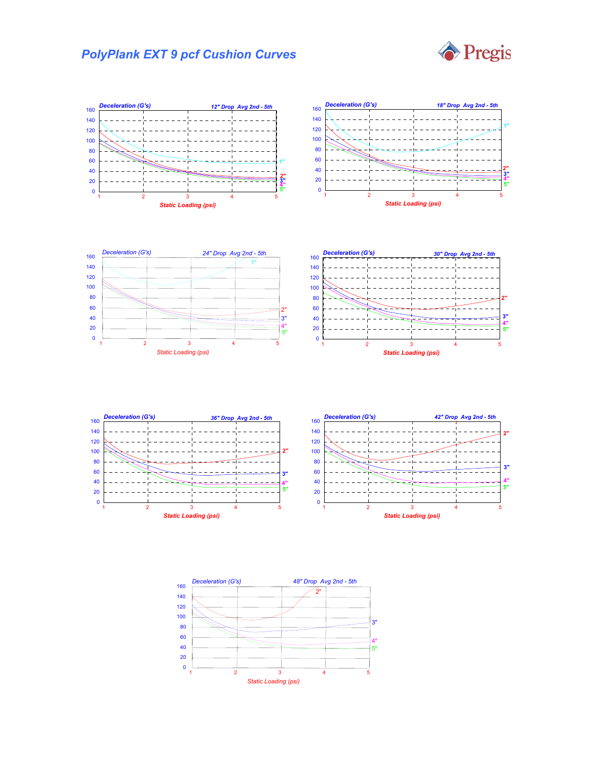# PolyPlank EXT 9 pcf Cushion Curves

Pregis

Deceleration (G's)
12" Drop Avg 2nd - 5th
160
140
120
100
80
60
40
20
0
1
2
3
4
5
1"
2"
3"
4"
5"
Static Loading (psi)

Deceleration (G's)
18" Drop Avg 2nd - 5th
160
140
120
100
80
60
40
20
0
1
2
3
4
5
1"
2"
3"
4"
5"
Static Loading (psi)

Deceleration (G's)
24" Drop Avg 2nd - 5th
160
140
120
100
80
60
40
20
0
1
2
3
4
5
1"
2"
3"
4"
5"
Static Loading (psi)

Deceleration (G's)
30" Drop Avg 2nd - 5th
160
140
120
100
80
60
40
20
0
1
2
3
4
5
2"
3"
4"
5"
Static Loading (psi)

Deceleration (G's)
36" Drop Avg 2nd - 5th
160
140
120
100
80
60
40
20
0
1
2
3
4
5
2"
3"
4"
5"
Static Loading (psi)

Deceleration (G's)
42" Drop Avg 2nd - 5th
160
140
120
100
80
60
40
20
0
1
2
3
4
5
2"
3"
4"
5"
Static Loading (psi)

Deceleration (G's)
48" Drop Avg 2nd - 5th
160
140
120
100
80
60
40
20
0
1
2
3
4
5
2"
3"
4"
5"
Static Loading (psi)